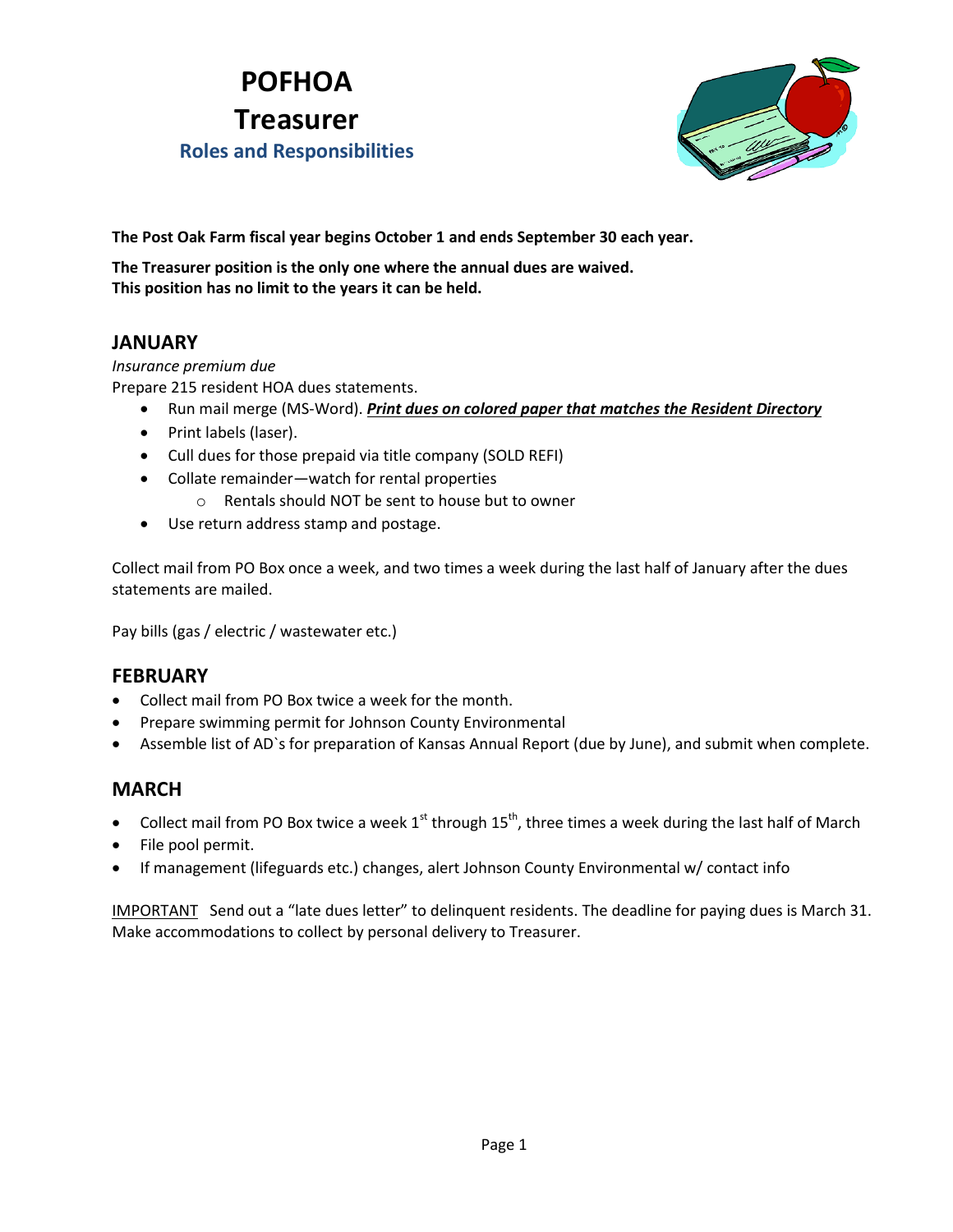# POFHOA
# Treasurer
## Roles and Responsibilities

**The Post Oak Farm fiscal year begins October 1 and ends September 30 each year.**

**The Treasurer position is the only one where the annual dues are waived.**
**This position has no limit to the years it can be held.**

## JANUARY

*Insurance premium due*

Prepare 215 resident HOA dues statements.

- Run mail merge (MS-Word). ***<u>Print dues on colored paper that matches the Resident Directory</u>***
- Print labels (laser).
- Cull dues for those prepaid via title company (SOLD REFI)
- Collate remainder—watch for rental properties
  - Rentals should NOT be sent to house but to owner
- Use return address stamp and postage.

Collect mail from PO Box once a week, and two times a week during the last half of January after the dues statements are mailed.

Pay bills (gas / electric / wastewater etc.)

## FEBRUARY

- Collect mail from PO Box twice a week for the month.
- Prepare swimming permit for Johnson County Environmental
- Assemble list of AD`s for preparation of Kansas Annual Report (due by June), and submit when complete.

## MARCH

- Collect mail from PO Box twice a week 1st through 15th, three times a week during the last half of March
- File pool permit.
- If management (lifeguards etc.) changes, alert Johnson County Environmental w/ contact info

<u>IMPORTANT</u> Send out a "late dues letter" to delinquent residents. The deadline for paying dues is March 31. Make accommodations to collect by personal delivery to Treasurer.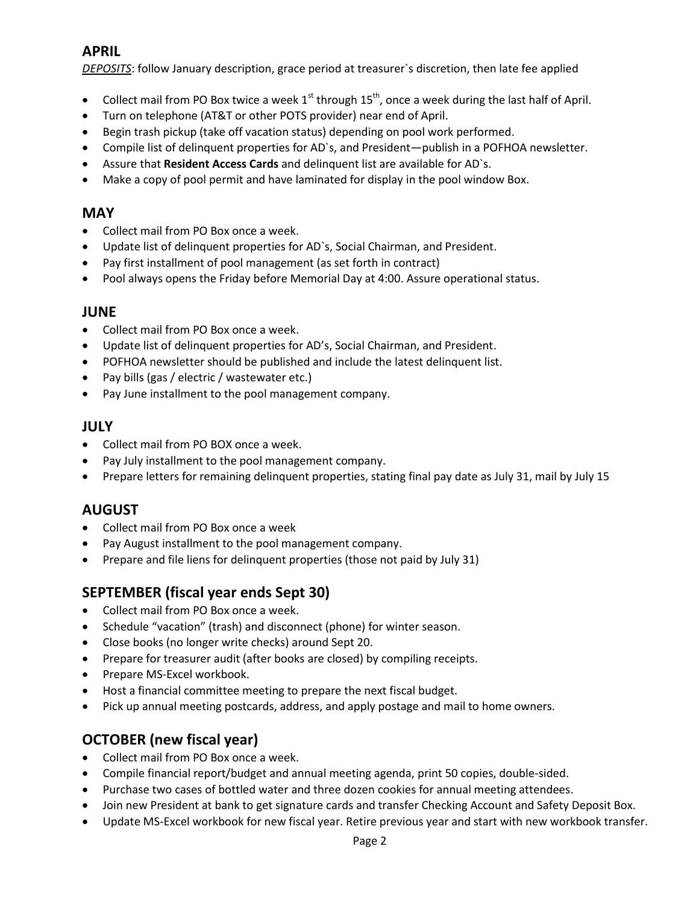## APRIL

*DEPOSITS*: follow January description, grace period at treasurer`s discretion, then late fee applied

- Collect mail from PO Box twice a week 1st through 15th, once a week during the last half of April.
- Turn on telephone (AT&T or other POTS provider) near end of April.
- Begin trash pickup (take off vacation status) depending on pool work performed.
- Compile list of delinquent properties for AD`s, and President—publish in a POFHOA newsletter.
- Assure that **Resident Access Cards** and delinquent list are available for AD`s.
- Make a copy of pool permit and have laminated for display in the pool window Box.

## MAY

- Collect mail from PO Box once a week.
- Update list of delinquent properties for AD`s, Social Chairman, and President.
- Pay first installment of pool management (as set forth in contract)
- Pool always opens the Friday before Memorial Day at 4:00. Assure operational status.

## JUNE

- Collect mail from PO Box once a week.
- Update list of delinquent properties for AD's, Social Chairman, and President.
- POFHOA newsletter should be published and include the latest delinquent list.
- Pay bills (gas / electric / wastewater etc.)
- Pay June installment to the pool management company.

## JULY

- Collect mail from PO BOX once a week.
- Pay July installment to the pool management company.
- Prepare letters for remaining delinquent properties, stating final pay date as July 31, mail by July 15

## AUGUST

- Collect mail from PO Box once a week
- Pay August installment to the pool management company.
- Prepare and file liens for delinquent properties (those not paid by July 31)

## SEPTEMBER (fiscal year ends Sept 30)

- Collect mail from PO Box once a week.
- Schedule "vacation" (trash) and disconnect (phone) for winter season.
- Close books (no longer write checks) around Sept 20.
- Prepare for treasurer audit (after books are closed) by compiling receipts.
- Prepare MS-Excel workbook.
- Host a financial committee meeting to prepare the next fiscal budget.
- Pick up annual meeting postcards, address, and apply postage and mail to home owners.

## OCTOBER (new fiscal year)

- Collect mail from PO Box once a week.
- Compile financial report/budget and annual meeting agenda, print 50 copies, double-sided.
- Purchase two cases of bottled water and three dozen cookies for annual meeting attendees.
- Join new President at bank to get signature cards and transfer Checking Account and Safety Deposit Box.
- Update MS-Excel workbook for new fiscal year. Retire previous year and start with new workbook transfer.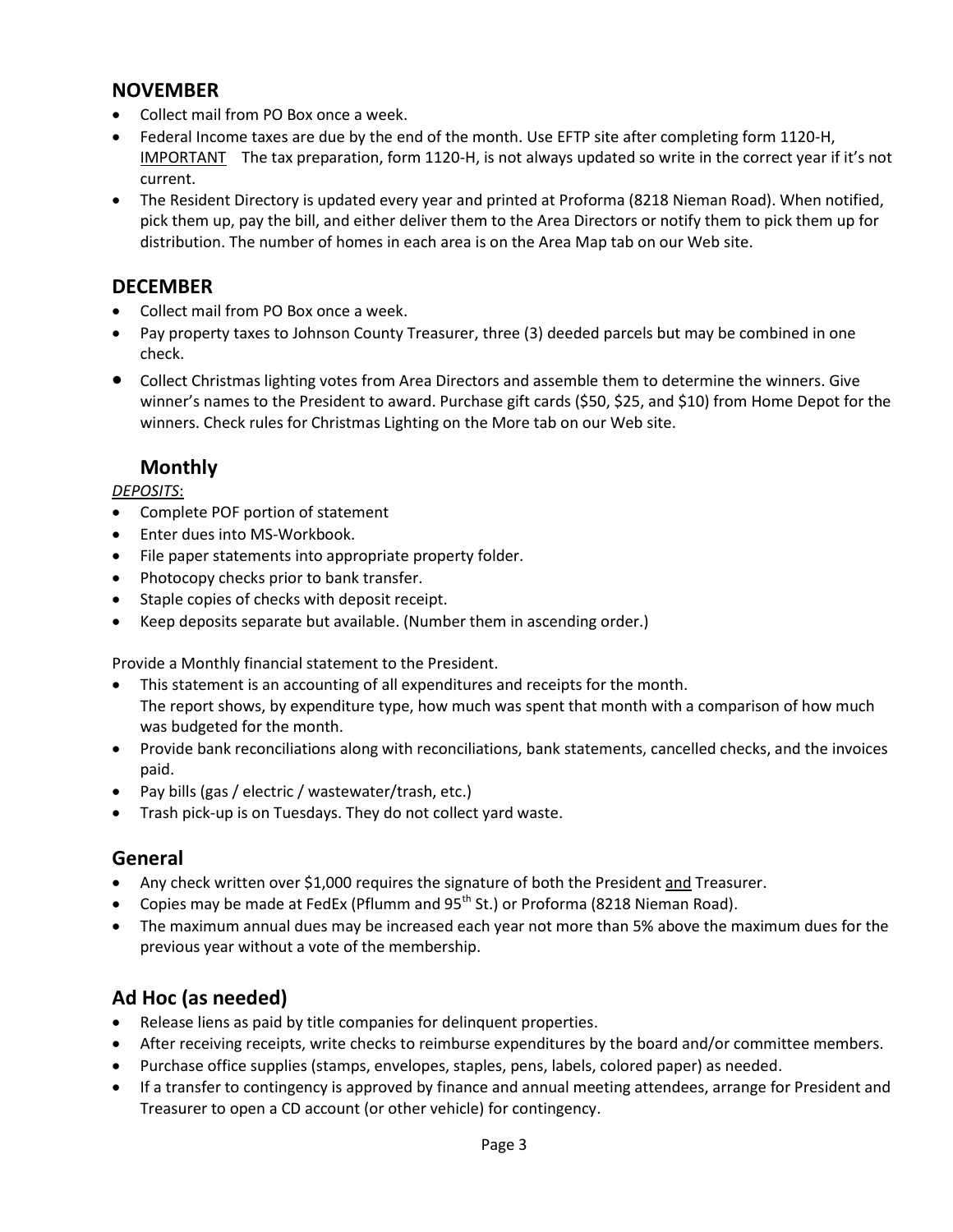## NOVEMBER

- Collect mail from PO Box once a week.
- Federal Income taxes are due by the end of the month. Use EFTP site after completing form 1120-H, IMPORTANT The tax preparation, form 1120-H, is not always updated so write in the correct year if it's not current.
- The Resident Directory is updated every year and printed at Proforma (8218 Nieman Road). When notified, pick them up, pay the bill, and either deliver them to the Area Directors or notify them to pick them up for distribution. The number of homes in each area is on the Area Map tab on our Web site.

## DECEMBER

- Collect mail from PO Box once a week.
- Pay property taxes to Johnson County Treasurer, three (3) deeded parcels but may be combined in one check.
- Collect Christmas lighting votes from Area Directors and assemble them to determine the winners. Give winner's names to the President to award. Purchase gift cards ($50, $25, and $10) from Home Depot for the winners. Check rules for Christmas Lighting on the More tab on our Web site.

## Monthly

*DEPOSITS*:

- Complete POF portion of statement
- Enter dues into MS-Workbook.
- File paper statements into appropriate property folder.
- Photocopy checks prior to bank transfer.
- Staple copies of checks with deposit receipt.
- Keep deposits separate but available. (Number them in ascending order.)

Provide a Monthly financial statement to the President.

- This statement is an accounting of all expenditures and receipts for the month.
  The report shows, by expenditure type, how much was spent that month with a comparison of how much was budgeted for the month.
- Provide bank reconciliations along with reconciliations, bank statements, cancelled checks, and the invoices paid.
- Pay bills (gas / electric / wastewater/trash, etc.)
- Trash pick-up is on Tuesdays. They do not collect yard waste.

## General

- Any check written over $1,000 requires the signature of both the President and Treasurer.
- Copies may be made at FedEx (Pflumm and 95th St.) or Proforma (8218 Nieman Road).
- The maximum annual dues may be increased each year not more than 5% above the maximum dues for the previous year without a vote of the membership.

## Ad Hoc (as needed)

- Release liens as paid by title companies for delinquent properties.
- After receiving receipts, write checks to reimburse expenditures by the board and/or committee members.
- Purchase office supplies (stamps, envelopes, staples, pens, labels, colored paper) as needed.
- If a transfer to contingency is approved by finance and annual meeting attendees, arrange for President and Treasurer to open a CD account (or other vehicle) for contingency.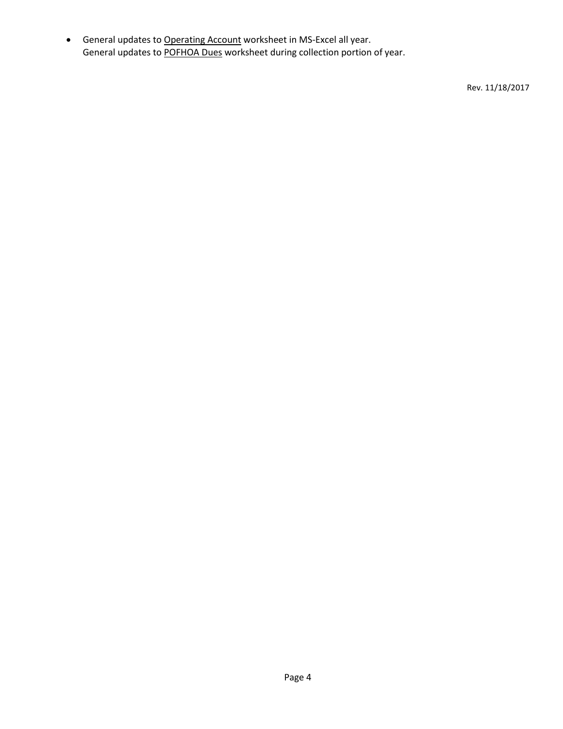- General updates to <u>Operating Account</u> worksheet in MS-Excel all year.
  General updates to <u>POFHOA Dues</u> worksheet during collection portion of year.

Rev. 11/18/2017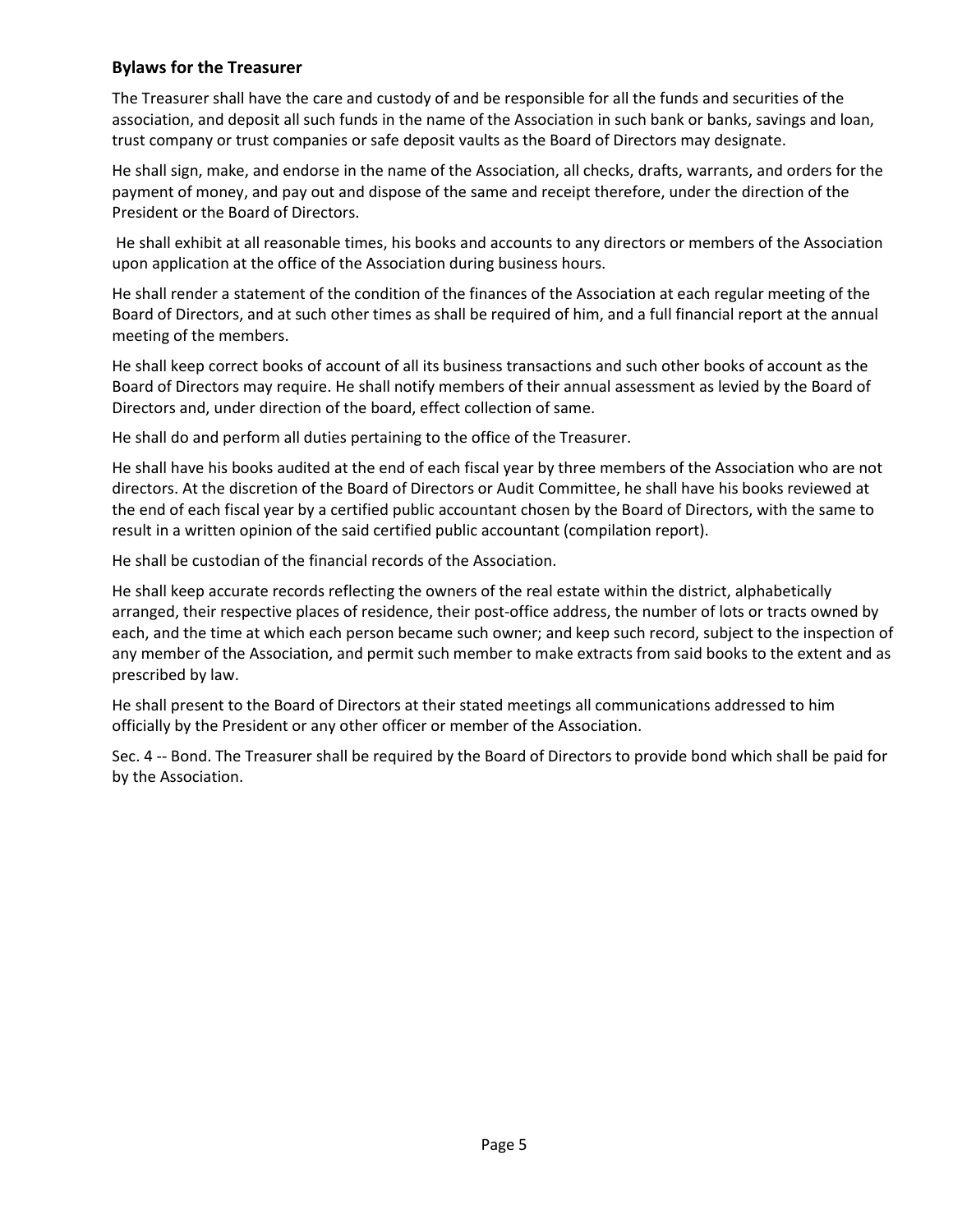### Bylaws for the Treasurer

The Treasurer shall have the care and custody of and be responsible for all the funds and securities of the association, and deposit all such funds in the name of the Association in such bank or banks, savings and loan, trust company or trust companies or safe deposit vaults as the Board of Directors may designate.

He shall sign, make, and endorse in the name of the Association, all checks, drafts, warrants, and orders for the payment of money, and pay out and dispose of the same and receipt therefore, under the direction of the President or the Board of Directors.

He shall exhibit at all reasonable times, his books and accounts to any directors or members of the Association upon application at the office of the Association during business hours.

He shall render a statement of the condition of the finances of the Association at each regular meeting of the Board of Directors, and at such other times as shall be required of him, and a full financial report at the annual meeting of the members.

He shall keep correct books of account of all its business transactions and such other books of account as the Board of Directors may require. He shall notify members of their annual assessment as levied by the Board of Directors and, under direction of the board, effect collection of same.

He shall do and perform all duties pertaining to the office of the Treasurer.

He shall have his books audited at the end of each fiscal year by three members of the Association who are not directors. At the discretion of the Board of Directors or Audit Committee, he shall have his books reviewed at the end of each fiscal year by a certified public accountant chosen by the Board of Directors, with the same to result in a written opinion of the said certified public accountant (compilation report).

He shall be custodian of the financial records of the Association.

He shall keep accurate records reflecting the owners of the real estate within the district, alphabetically arranged, their respective places of residence, their post-office address, the number of lots or tracts owned by each, and the time at which each person became such owner; and keep such record, subject to the inspection of any member of the Association, and permit such member to make extracts from said books to the extent and as prescribed by law.

He shall present to the Board of Directors at their stated meetings all communications addressed to him officially by the President or any other officer or member of the Association.

Sec. 4 -- Bond. The Treasurer shall be required by the Board of Directors to provide bond which shall be paid for by the Association.